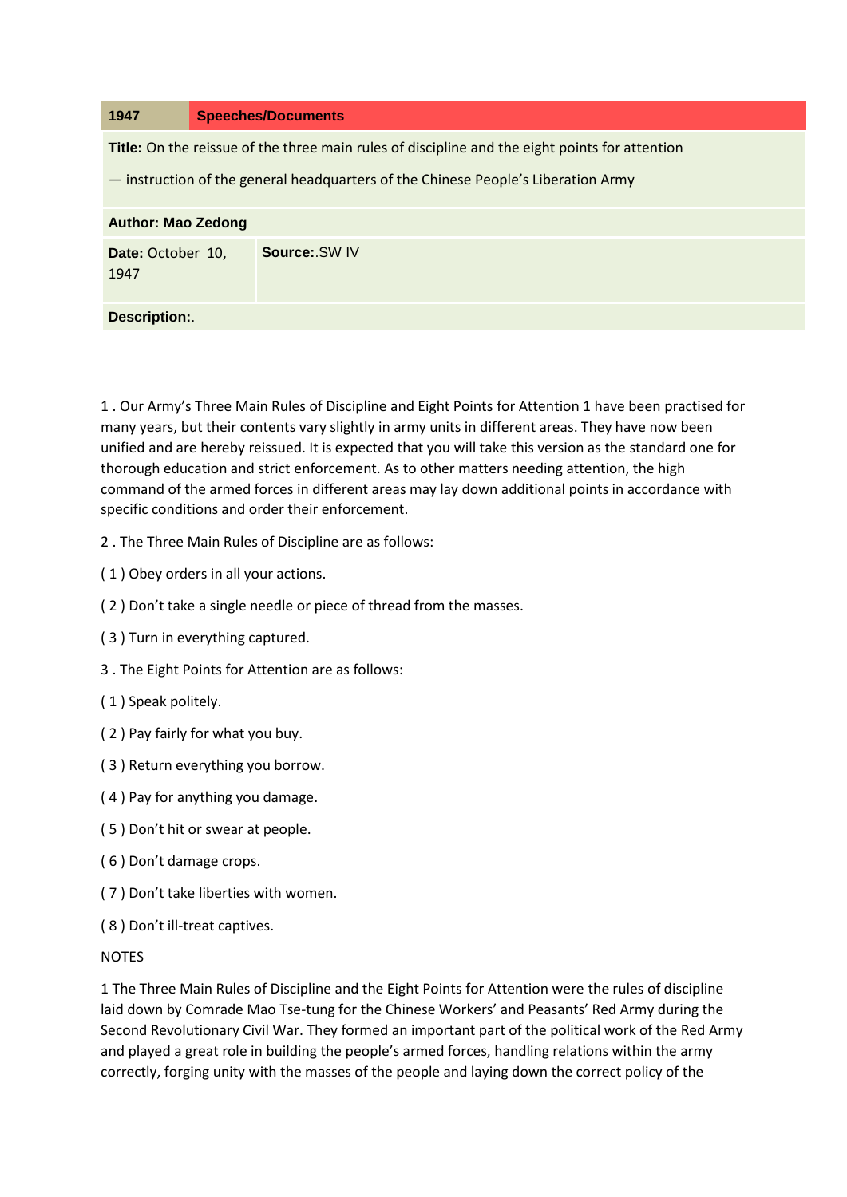| 1947 | Speeches/Documents |
|---|---|
| **Title:** On the reissue of the three main rules of discipline and the eight points for attention — instruction of the general headquarters of the Chinese People's Liberation Army | |
| **Author: Mao Zedong** | |
| **Date:** October 10, 1947 | **Source:**.SW IV |
| **Description:**. | |

1 . Our Army's Three Main Rules of Discipline and Eight Points for Attention 1 have been practised for many years, but their contents vary slightly in army units in different areas. They have now been unified and are hereby reissued. It is expected that you will take this version as the standard one for thorough education and strict enforcement. As to other matters needing attention, the high command of the armed forces in different areas may lay down additional points in accordance with specific conditions and order their enforcement.

2 . The Three Main Rules of Discipline are as follows:

( 1 ) Obey orders in all your actions.

( 2 ) Don't take a single needle or piece of thread from the masses.

( 3 ) Turn in everything captured.

3 . The Eight Points for Attention are as follows:

( 1 ) Speak politely.

( 2 ) Pay fairly for what you buy.

( 3 ) Return everything you borrow.

( 4 ) Pay for anything you damage.

( 5 ) Don't hit or swear at people.

( 6 ) Don't damage crops.

( 7 ) Don't take liberties with women.

( 8 ) Don't ill-treat captives.

NOTES

1 The Three Main Rules of Discipline and the Eight Points for Attention were the rules of discipline laid down by Comrade Mao Tse-tung for the Chinese Workers' and Peasants' Red Army during the Second Revolutionary Civil War. They formed an important part of the political work of the Red Army and played a great role in building the people's armed forces, handling relations within the army correctly, forging unity with the masses of the people and laying down the correct policy of the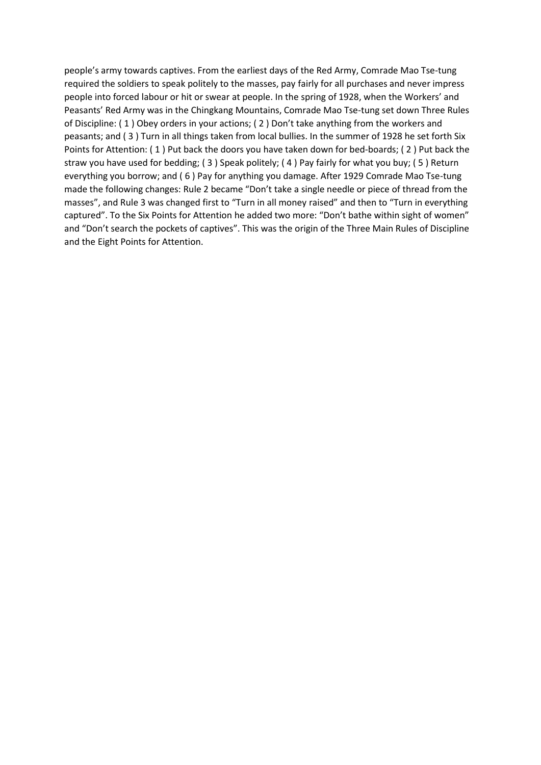people’s army towards captives. From the earliest days of the Red Army, Comrade Mao Tse-tung required the soldiers to speak politely to the masses, pay fairly for all purchases and never impress people into forced labour or hit or swear at people. In the spring of 1928, when the Workers’ and Peasants’ Red Army was in the Chingkang Mountains, Comrade Mao Tse-tung set down Three Rules of Discipline: ( 1 ) Obey orders in your actions; ( 2 ) Don’t take anything from the workers and peasants; and ( 3 ) Turn in all things taken from local bullies. In the summer of 1928 he set forth Six Points for Attention: ( 1 ) Put back the doors you have taken down for bed-boards; ( 2 ) Put back the straw you have used for bedding; ( 3 ) Speak politely; ( 4 ) Pay fairly for what you buy; ( 5 ) Return everything you borrow; and ( 6 ) Pay for anything you damage. After 1929 Comrade Mao Tse-tung made the following changes: Rule 2 became “Don’t take a single needle or piece of thread from the masses”, and Rule 3 was changed first to “Turn in all money raised” and then to “Turn in everything captured”. To the Six Points for Attention he added two more: “Don’t bathe within sight of women” and “Don’t search the pockets of captives”. This was the origin of the Three Main Rules of Discipline and the Eight Points for Attention.